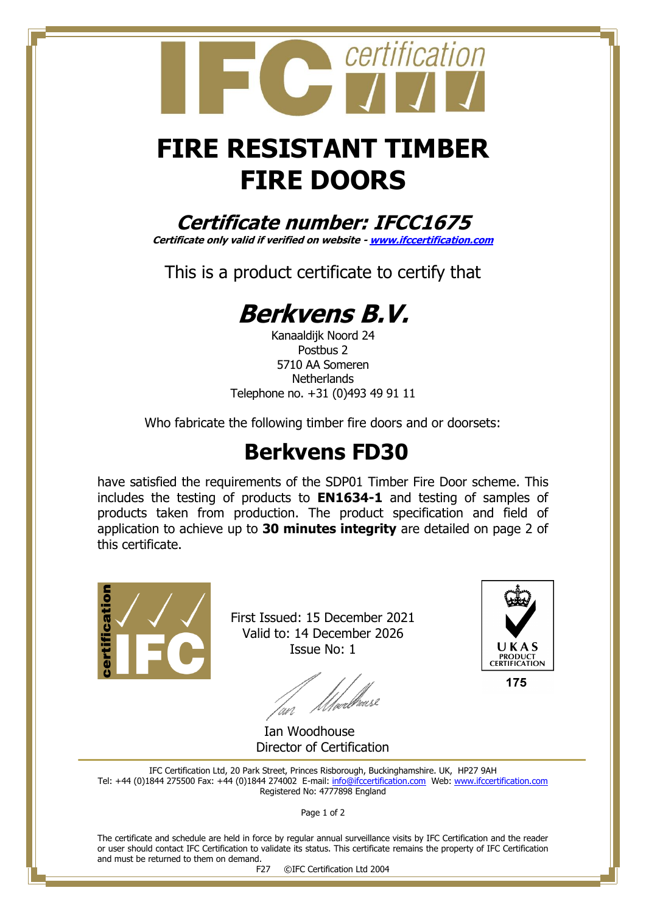# FIRE RESISTANT TIMBER FIRE DOORS

## *Certificate number: IFCC1675*

***Certificate only valid if verified on website - [www.ifccertification.com](www.ifccertification.com)***

This is a product certificate to certify that

## *Berkvens B.V.*

Kanaaldijk Noord 24
Postbus 2
5710 AA Someren
Netherlands
Telephone no. +31 (0)493 49 91 11

Who fabricate the following timber fire doors and or doorsets:

## Berkvens FD30

have satisfied the requirements of the SDP01 Timber Fire Door scheme. This includes the testing of products to **EN1634-1** and testing of samples of products taken from production. The product specification and field of application to achieve up to **30 minutes integrity** are detailed on page 2 of this certificate.

First Issued: 15 December 2021
Valid to: 14 December 2026
Issue No: 1

Ian Woodhouse
Director of Certification

UKAS PRODUCT CERTIFICATION 175

IFC Certification Ltd, 20 Park Street, Princes Risborough, Buckinghamshire. UK, HP27 9AH
Tel: +44 (0)1844 275500 Fax: +44 (0)1844 274002 E-mail: info@ifccertification.com Web: www.ifccertification.com
Registered No: 4777898 England

The certificate and schedule are held in force by regular annual surveillance visits by IFC Certification and the reader or user should contact IFC Certification to validate its status. This certificate remains the property of IFC Certification and must be returned to them on demand.

F27 ©IFC Certification Ltd 2004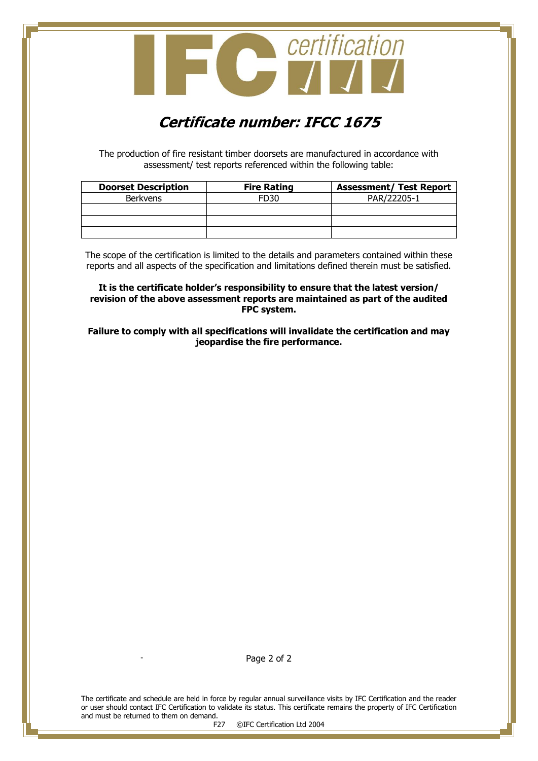IFC certification

## *Certificate number: IFCC 1675*

The production of fire resistant timber doorsets are manufactured in accordance with assessment/ test reports referenced within the following table:

| Doorset Description | Fire Rating | Assessment/ Test Report |
| --- | --- | --- |
| Berkvens | FD30 | PAR/22205-1 |
| | | |
| | | |
| | | |

The scope of the certification is limited to the details and parameters contained within these reports and all aspects of the specification and limitations defined therein must be satisfied.

**It is the certificate holder's responsibility to ensure that the latest version/ revision of the above assessment reports are maintained as part of the audited FPC system.**

**Failure to comply with all specifications will invalidate the certification and may jeopardise the fire performance.**

The certificate and schedule are held in force by regular annual surveillance visits by IFC Certification and the reader or user should contact IFC Certification to validate its status. This certificate remains the property of IFC Certification and must be returned to them on demand.

F27 ©IFC Certification Ltd 2004